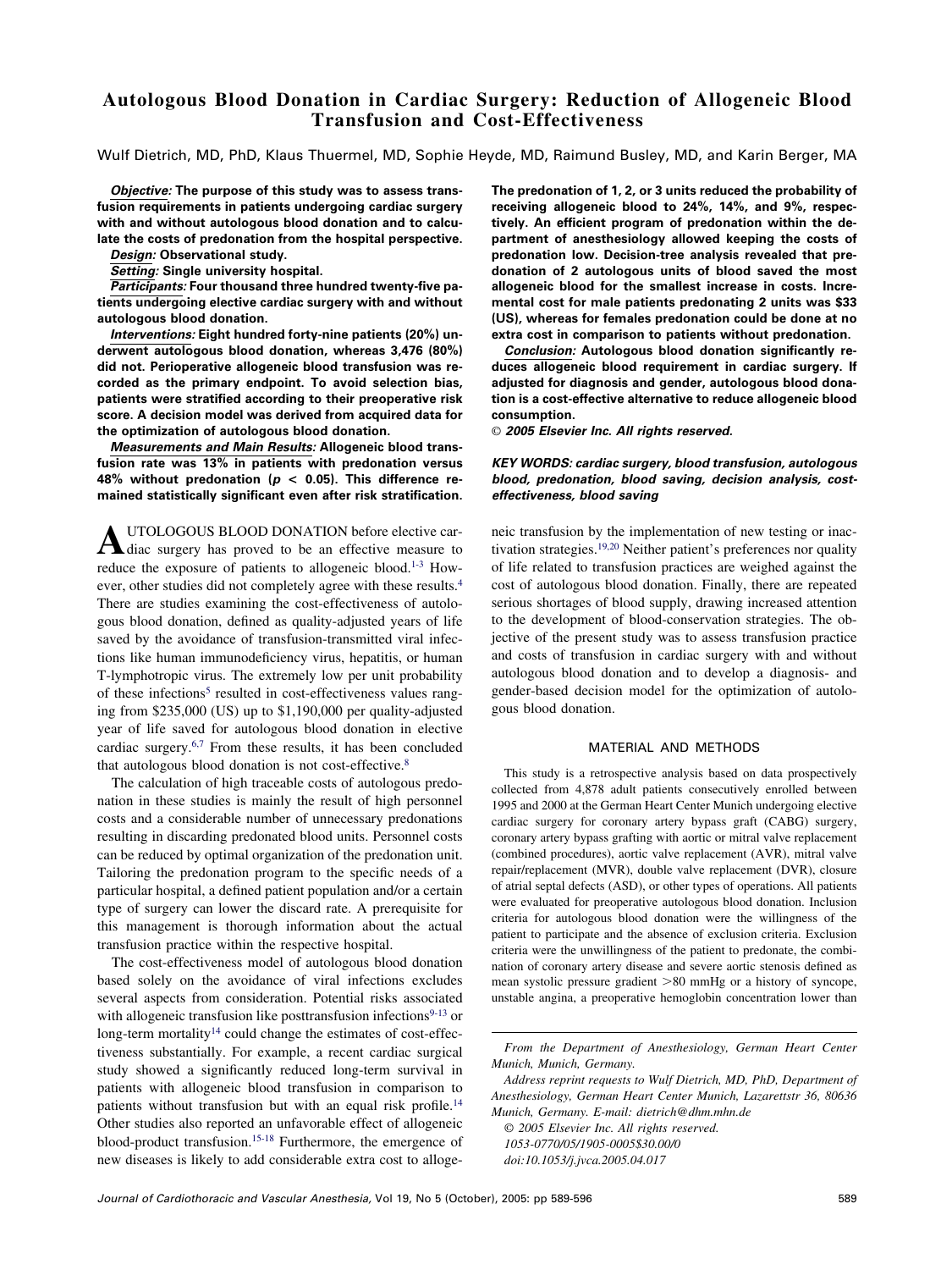# Autologous Blood Donation in Cardiac Surgery: Reduction of Allogeneic Blood Transfusion and Cost-Effectiveness

Wulf Dietrich, MD, PhD, Klaus Thuermel, MD, Sophie Heyde, MD, Raimund Busley, MD, and Karin Berger, MA

***Objective:*** **The purpose of this study was to assess transfusion requirements in patients undergoing cardiac surgery with and without autologous blood donation and to calculate the costs of predonation from the hospital perspective.**

***Design:*** **Observational study.**

***Setting:*** **Single university hospital.**

***Participants:*** **Four thousand three hundred twenty-five patients undergoing elective cardiac surgery with and without autologous blood donation.**

***Interventions:*** **Eight hundred forty-nine patients (20%) underwent autologous blood donation, whereas 3,476 (80%) did not. Perioperative allogeneic blood transfusion was recorded as the primary endpoint. To avoid selection bias, patients were stratified according to their preoperative risk score. A decision model was derived from acquired data for the optimization of autologous blood donation.**

***Measurements and Main Results:*** **Allogeneic blood transfusion rate was 13% in patients with predonation versus 48% without predonation ($p < 0.05$). This difference remained statistically significant even after risk stratification. The predonation of 1, 2, or 3 units reduced the probability of receiving allogeneic blood to 24%, 14%, and 9%, respectively. An efficient program of predonation within the department of anesthesiology allowed keeping the costs of predonation low. Decision-tree analysis revealed that predonation of 2 autologous units of blood saved the most allogeneic blood for the smallest increase in costs. Incremental cost for male patients predonating 2 units was $33 (US), whereas for females predonation could be done at no extra cost in comparison to patients without predonation.**

***Conclusion:*** **Autologous blood donation significantly reduces allogeneic blood requirement in cardiac surgery. If adjusted for diagnosis and gender, autologous blood donation is a cost-effective alternative to reduce allogeneic blood consumption.**

***© 2005 Elsevier Inc. All rights reserved.***

***KEY WORDS: cardiac surgery, blood transfusion, autologous blood, predonation, blood saving, decision analysis, cost-effectiveness, blood saving***

AUTOLOGOUS BLOOD DONATION before elective cardiac surgery has proved to be an effective measure to reduce the exposure of patients to allogeneic blood.[1-3] However, other studies did not completely agree with these results.[4] There are studies examining the cost-effectiveness of autologous blood donation, defined as quality-adjusted years of life saved by the avoidance of transfusion-transmitted viral infections like human immunodeficiency virus, hepatitis, or human T-lymphotropic virus. The extremely low per unit probability of these infections[5] resulted in cost-effectiveness values ranging from $235,000 (US) up to $1,190,000 per quality-adjusted year of life saved for autologous blood donation in elective cardiac surgery.[6,7] From these results, it has been concluded that autologous blood donation is not cost-effective.[8]

The calculation of high traceable costs of autologous predonation in these studies is mainly the result of high personnel costs and a considerable number of unnecessary predonations resulting in discarding predonated blood units. Personnel costs can be reduced by optimal organization of the predonation unit. Tailoring the predonation program to the specific needs of a particular hospital, a defined patient population and/or a certain type of surgery can lower the discard rate. A prerequisite for this management is thorough information about the actual transfusion practice within the respective hospital.

The cost-effectiveness model of autologous blood donation based solely on the avoidance of viral infections excludes several aspects from consideration. Potential risks associated with allogeneic transfusion like posttransfusion infections[9-13] or long-term mortality[14] could change the estimates of cost-effectiveness substantially. For example, a recent cardiac surgical study showed a significantly reduced long-term survival in patients with allogeneic blood transfusion in comparison to patients without transfusion but with an equal risk profile.[14] Other studies also reported an unfavorable effect of allogeneic blood-product transfusion.[15-18] Furthermore, the emergence of new diseases is likely to add considerable extra cost to allogeneic transfusion by the implementation of new testing or inactivation strategies.[19,20] Neither patient's preferences nor quality of life related to transfusion practices are weighed against the cost of autologous blood donation. Finally, there are repeated serious shortages of blood supply, drawing increased attention to the development of blood-conservation strategies. The objective of the present study was to assess transfusion practice and costs of transfusion in cardiac surgery with and without autologous blood donation and to develop a diagnosis- and gender-based decision model for the optimization of autologous blood donation.

## MATERIAL AND METHODS

This study is a retrospective analysis based on data prospectively collected from 4,878 adult patients consecutively enrolled between 1995 and 2000 at the German Heart Center Munich undergoing elective cardiac surgery for coronary artery bypass graft (CABG) surgery, coronary artery bypass grafting with aortic or mitral valve replacement (combined procedures), aortic valve replacement (AVR), mitral valve repair/replacement (MVR), double valve replacement (DVR), closure of atrial septal defects (ASD), or other types of operations. All patients were evaluated for preoperative autologous blood donation. Inclusion criteria for autologous blood donation were the willingness of the patient to participate and the absence of exclusion criteria. Exclusion criteria were the unwillingness of the patient to predonate, the combination of coronary artery disease and severe aortic stenosis defined as mean systolic pressure gradient >80 mmHg or a history of syncope, unstable angina, a preoperative hemoglobin concentration lower than

---

*From the Department of Anesthesiology, German Heart Center Munich, Munich, Germany.*

*Address reprint requests to Wulf Dietrich, MD, PhD, Department of Anesthesiology, German Heart Center Munich, Lazarettstr 36, 80636 Munich, Germany. E-mail: dietrich@dhm.mhn.de*

*© 2005 Elsevier Inc. All rights reserved.*

*1053-0770/05/1905-0005$30.00/0*

*doi:10.1053/j.jvca.2005.04.017*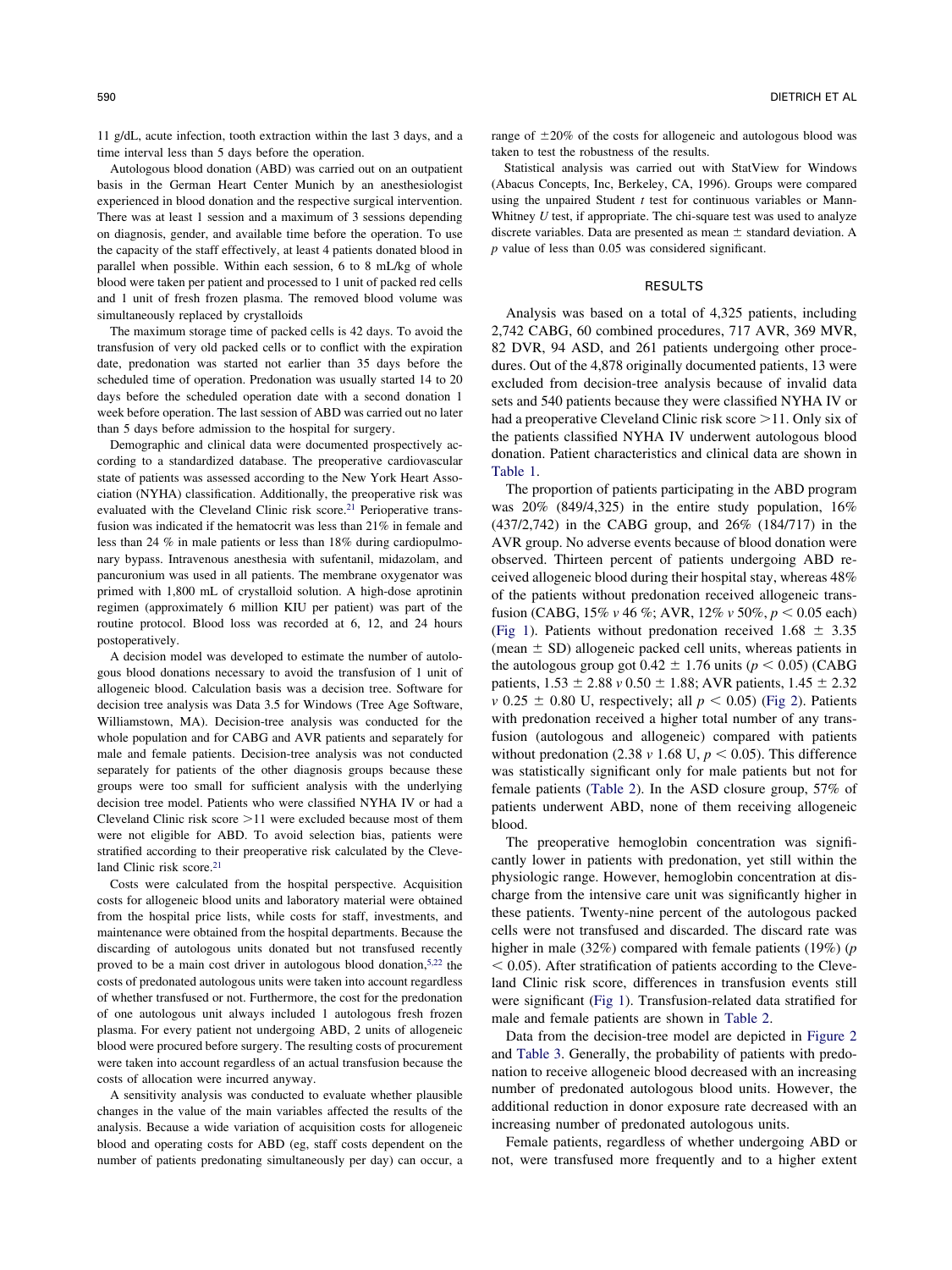11 g/dL, acute infection, tooth extraction within the last 3 days, and a time interval less than 5 days before the operation.

Autologous blood donation (ABD) was carried out on an outpatient basis in the German Heart Center Munich by an anesthesiologist experienced in blood donation and the respective surgical intervention. There was at least 1 session and a maximum of 3 sessions depending on diagnosis, gender, and available time before the operation. To use the capacity of the staff effectively, at least 4 patients donated blood in parallel when possible. Within each session, 6 to 8 mL/kg of whole blood were taken per patient and processed to 1 unit of packed red cells and 1 unit of fresh frozen plasma. The removed blood volume was simultaneously replaced by crystalloids

The maximum storage time of packed cells is 42 days. To avoid the transfusion of very old packed cells or to conflict with the expiration date, predonation was started not earlier than 35 days before the scheduled time of operation. Predonation was usually started 14 to 20 days before the scheduled operation date with a second donation 1 week before operation. The last session of ABD was carried out no later than 5 days before admission to the hospital for surgery.

Demographic and clinical data were documented prospectively according to a standardized database. The preoperative cardiovascular state of patients was assessed according to the New York Heart Association (NYHA) classification. Additionally, the preoperative risk was evaluated with the Cleveland Clinic risk score.[21] Perioperative transfusion was indicated if the hematocrit was less than 21% in female and less than 24 % in male patients or less than 18% during cardiopulmonary bypass. Intravenous anesthesia with sufentanil, midazolam, and pancuronium was used in all patients. The membrane oxygenator was primed with 1,800 mL of crystalloid solution. A high-dose aprotinin regimen (approximately 6 million KIU per patient) was part of the routine protocol. Blood loss was recorded at 6, 12, and 24 hours postoperatively.

A decision model was developed to estimate the number of autologous blood donations necessary to avoid the transfusion of 1 unit of allogeneic blood. Calculation basis was a decision tree. Software for decision tree analysis was Data 3.5 for Windows (Tree Age Software, Williamstown, MA). Decision-tree analysis was conducted for the whole population and for CABG and AVR patients and separately for male and female patients. Decision-tree analysis was not conducted separately for patients of the other diagnosis groups because these groups were too small for sufficient analysis with the underlying decision tree model. Patients who were classified NYHA IV or had a Cleveland Clinic risk score >11 were excluded because most of them were not eligible for ABD. To avoid selection bias, patients were stratified according to their preoperative risk calculated by the Cleveland Clinic risk score.[21]

Costs were calculated from the hospital perspective. Acquisition costs for allogeneic blood units and laboratory material were obtained from the hospital price lists, while costs for staff, investments, and maintenance were obtained from the hospital departments. Because the discarding of autologous units donated but not transfused recently proved to be a main cost driver in autologous blood donation,[5,22] the costs of predonated autologous units were taken into account regardless of whether transfused or not. Furthermore, the cost for the predonation of one autologous unit always included 1 autologous fresh frozen plasma. For every patient not undergoing ABD, 2 units of allogeneic blood were procured before surgery. The resulting costs of procurement were taken into account regardless of an actual transfusion because the costs of allocation were incurred anyway.

A sensitivity analysis was conducted to evaluate whether plausible changes in the value of the main variables affected the results of the analysis. Because a wide variation of acquisition costs for allogeneic blood and operating costs for ABD (eg, staff costs dependent on the number of patients predonating simultaneously per day) can occur, a range of ±20% of the costs for allogeneic and autologous blood was taken to test the robustness of the results.

Statistical analysis was carried out with StatView for Windows (Abacus Concepts, Inc, Berkeley, CA, 1996). Groups were compared using the unpaired Student *t* test for continuous variables or Mann-Whitney *U* test, if appropriate. The chi-square test was used to analyze discrete variables. Data are presented as mean ± standard deviation. A *p* value of less than 0.05 was considered significant.

## RESULTS

Analysis was based on a total of 4,325 patients, including 2,742 CABG, 60 combined procedures, 717 AVR, 369 MVR, 82 DVR, 94 ASD, and 261 patients undergoing other procedures. Out of the 4,878 originally documented patients, 13 were excluded from decision-tree analysis because of invalid data sets and 540 patients because they were classified NYHA IV or had a preoperative Cleveland Clinic risk score >11. Only six of the patients classified NYHA IV underwent autologous blood donation. Patient characteristics and clinical data are shown in Table 1.

The proportion of patients participating in the ABD program was 20% (849/4,325) in the entire study population, 16% (437/2,742) in the CABG group, and 26% (184/717) in the AVR group. No adverse events because of blood donation were observed. Thirteen percent of patients undergoing ABD received allogeneic blood during their hospital stay, whereas 48% of the patients without predonation received allogeneic transfusion (CABG, 15% *v* 46 %; AVR, 12% *v* 50%, $p < 0.05$ each) (Fig 1). Patients without predonation received 1.68 ± 3.35 (mean ± SD) allogeneic packed cell units, whereas patients in the autologous group got 0.42 ± 1.76 units ($p < 0.05$) (CABG patients, 1.53 ± 2.88 *v* 0.50 ± 1.88; AVR patients, 1.45 ± 2.32 *v* 0.25 ± 0.80 U, respectively; all $p < 0.05$) (Fig 2). Patients with predonation received a higher total number of any transfusion (autologous and allogeneic) compared with patients without predonation (2.38 *v* 1.68 U, $p < 0.05$). This difference was statistically significant only for male patients but not for female patients (Table 2). In the ASD closure group, 57% of patients underwent ABD, none of them receiving allogeneic blood.

The preoperative hemoglobin concentration was significantly lower in patients with predonation, yet still within the physiologic range. However, hemoglobin concentration at discharge from the intensive care unit was significantly higher in these patients. Twenty-nine percent of the autologous packed cells were not transfused and discarded. The discard rate was higher in male (32%) compared with female patients (19%) ($p < 0.05$). After stratification of patients according to the Cleveland Clinic risk score, differences in transfusion events still were significant (Fig 1). Transfusion-related data stratified for male and female patients are shown in Table 2.

Data from the decision-tree model are depicted in Figure 2 and Table 3. Generally, the probability of patients with predonation to receive allogeneic blood decreased with an increasing number of predonated autologous blood units. However, the additional reduction in donor exposure rate decreased with an increasing number of predonated autologous units.

Female patients, regardless of whether undergoing ABD or not, were transfused more frequently and to a higher extent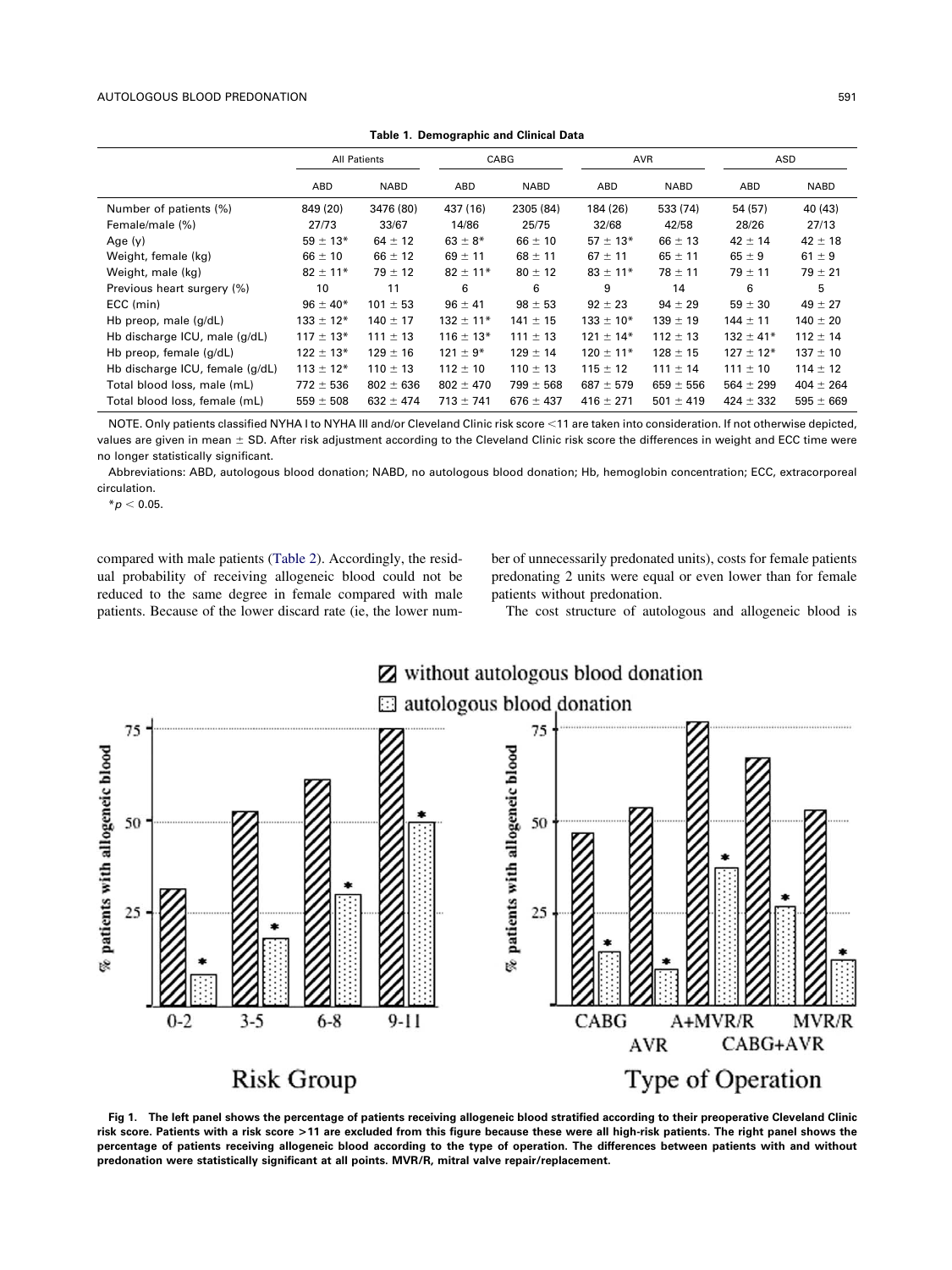**Table 1. Demographic and Clinical Data**

| | All Patients | | CABG | | AVR | | ASD | |
|---|---|---|---|---|---|---|---|---|
| | ABD | NABD | ABD | NABD | ABD | NABD | ABD | NABD |
| Number of patients (%) | 849 (20) | 3476 (80) | 437 (16) | 2305 (84) | 184 (26) | 533 (74) | 54 (57) | 40 (43) |
| Female/male (%) | 27/73 | 33/67 | 14/86 | 25/75 | 32/68 | 42/58 | 28/26 | 27/13 |
| Age (y) | 59 ± 13* | 64 ± 12 | 63 ± 8* | 66 ± 10 | 57 ± 13* | 66 ± 13 | 42 ± 14 | 42 ± 18 |
| Weight, female (kg) | 66 ± 10 | 66 ± 12 | 69 ± 11 | 68 ± 11 | 67 ± 11 | 65 ± 11 | 65 ± 9 | 61 ± 9 |
| Weight, male (kg) | 82 ± 11* | 79 ± 12 | 82 ± 11* | 80 ± 12 | 83 ± 11* | 78 ± 11 | 79 ± 11 | 79 ± 21 |
| Previous heart surgery (%) | 10 | 11 | 6 | 6 | 9 | 14 | 6 | 5 |
| ECC (min) | 96 ± 40* | 101 ± 53 | 96 ± 41 | 98 ± 53 | 92 ± 23 | 94 ± 29 | 59 ± 30 | 49 ± 27 |
| Hb preop, male (g/dL) | 133 ± 12* | 140 ± 17 | 132 ± 11* | 141 ± 15 | 133 ± 10* | 139 ± 19 | 144 ± 11 | 140 ± 20 |
| Hb discharge ICU, male (g/dL) | 117 ± 13* | 111 ± 13 | 116 ± 13* | 111 ± 13 | 121 ± 14* | 112 ± 13 | 132 ± 41* | 112 ± 14 |
| Hb preop, female (g/dL) | 122 ± 13* | 129 ± 16 | 121 ± 9* | 129 ± 14 | 120 ± 11* | 128 ± 15 | 127 ± 12* | 137 ± 10 |
| Hb discharge ICU, female (g/dL) | 113 ± 12* | 110 ± 13 | 112 ± 10 | 110 ± 13 | 115 ± 12 | 111 ± 14 | 111 ± 10 | 114 ± 12 |
| Total blood loss, male (mL) | 772 ± 536 | 802 ± 636 | 802 ± 470 | 799 ± 568 | 687 ± 579 | 659 ± 556 | 564 ± 299 | 404 ± 264 |
| Total blood loss, female (mL) | 559 ± 508 | 632 ± 474 | 713 ± 741 | 676 ± 437 | 416 ± 271 | 501 ± 419 | 424 ± 332 | 595 ± 669 |

NOTE. Only patients classified NYHA I to NYHA III and/or Cleveland Clinic risk score <11 are taken into consideration. If not otherwise depicted, values are given in mean ± SD. After risk adjustment according to the Cleveland Clinic risk score the differences in weight and ECC time were no longer statistically significant.

Abbreviations: ABD, autologous blood donation; NABD, no autologous blood donation; Hb, hemoglobin concentration; ECC, extracorporeal circulation.

*$p < 0.05$.

compared with male patients (Table 2). Accordingly, the residual probability of receiving allogeneic blood could not be reduced to the same degree in female compared with male patients. Because of the lower discard rate (ie, the lower number of unnecessarily predonated units), costs for female patients predonating 2 units were equal or even lower than for female patients without predonation.

The cost structure of autologous and allogeneic blood is

**Fig 1. The left panel shows the percentage of patients receiving allogeneic blood stratified according to their preoperative Cleveland Clinic risk score. Patients with a risk score >11 are excluded from this figure because these were all high-risk patients. The right panel shows the percentage of patients receiving allogeneic blood according to the type of operation. The differences between patients with and without predonation were statistically significant at all points. MVR/R, mitral valve repair/replacement.**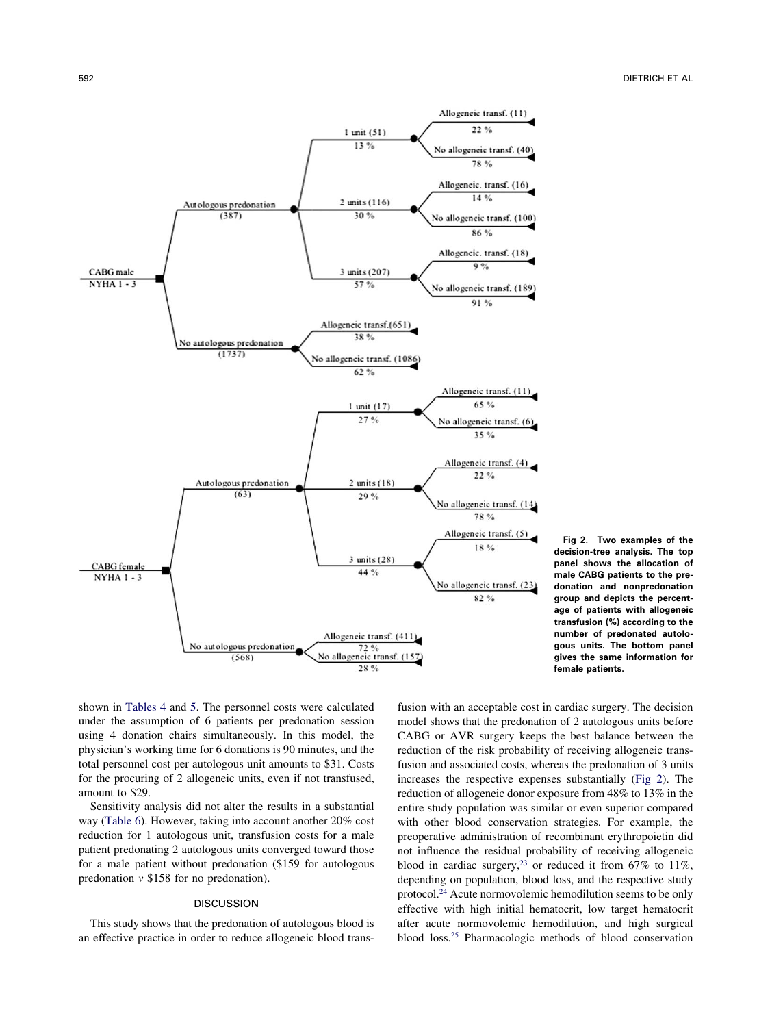Fig 2. Two examples of the decision-tree analysis. The top panel shows the allocation of male CABG patients to the predonation and nonpredonation group and depicts the percentage of patients with allogeneic transfusion (%) according to the number of predonated autologous units. The bottom panel gives the same information for female patients.

shown in Tables 4 and 5. The personnel costs were calculated under the assumption of 6 patients per predonation session using 4 donation chairs simultaneously. In this model, the physician's working time for 6 donations is 90 minutes, and the total personnel cost per autologous unit amounts to $31. Costs for the procuring of 2 allogeneic units, even if not transfused, amount to $29.

Sensitivity analysis did not alter the results in a substantial way (Table 6). However, taking into account another 20% cost reduction for 1 autologous unit, transfusion costs for a male patient predonating 2 autologous units converged toward those for a male patient without predonation ($159 for autologous predonation *v* $158 for no predonation).

## DISCUSSION

This study shows that the predonation of autologous blood is an effective practice in order to reduce allogeneic blood transfusion with an acceptable cost in cardiac surgery. The decision model shows that the predonation of 2 autologous units before CABG or AVR surgery keeps the best balance between the reduction of the risk probability of receiving allogeneic transfusion and associated costs, whereas the predonation of 3 units increases the respective expenses substantially (Fig 2). The reduction of allogeneic donor exposure from 48% to 13% in the entire study population was similar or even superior compared with other blood conservation strategies. For example, the preoperative administration of recombinant erythropoietin did not influence the residual probability of receiving allogeneic blood in cardiac surgery,[23] or reduced it from 67% to 11%, depending on population, blood loss, and the respective study protocol.[24] Acute normovolemic hemodilution seems to be only effective with high initial hematocrit, low target hematocrit after acute normovolemic hemodilution, and high surgical blood loss.[25] Pharmacologic methods of blood conservation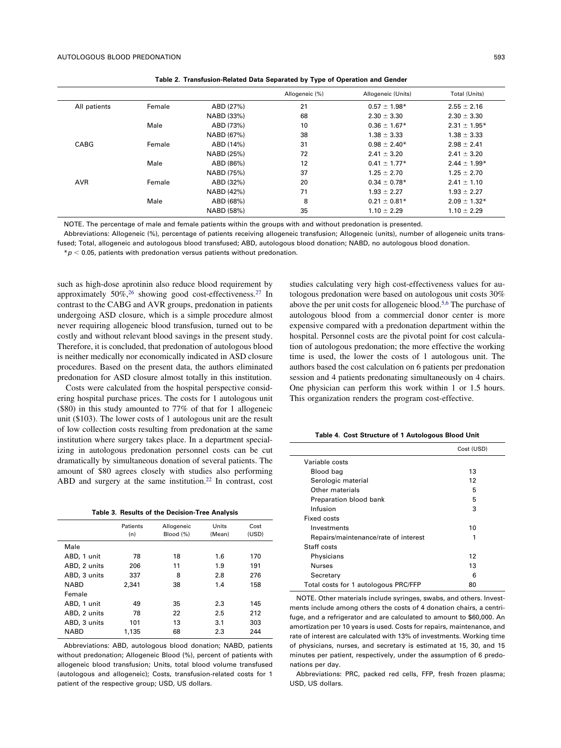**Table 2. Transfusion-Related Data Separated by Type of Operation and Gender**

| | | | Allogeneic (%) | Allogeneic (Units) | Total (Units) |
|---|---|---|---|---|---|
| All patients | Female | ABD (27%) | 21 | 0.57 ± 1.98* | 2.55 ± 2.16 |
| | | NABD (33%) | 68 | 2.30 ± 3.30 | 2.30 ± 3.30 |
| | Male | ABD (73%) | 10 | 0.36 ± 1.67* | 2.31 ± 1.95* |
| | | NABD (67%) | 38 | 1.38 ± 3.33 | 1.38 ± 3.33 |
| CABG | Female | ABD (14%) | 31 | 0.98 ± 2.40* | 2.98 ± 2.41 |
| | | NABD (25%) | 72 | 2.41 ± 3.20 | 2.41 ± 3.20 |
| | Male | ABD (86%) | 12 | 0.41 ± 1.77* | 2.44 ± 1.99* |
| | | NABD (75%) | 37 | 1.25 ± 2.70 | 1.25 ± 2.70 |
| AVR | Female | ABD (32%) | 20 | 0.34 ± 0.78* | 2.41 ± 1.10 |
| | | NABD (42%) | 71 | 1.93 ± 2.27 | 1.93 ± 2.27 |
| | Male | ABD (68%) | 8 | 0.21 ± 0.81* | 2.09 ± 1.32* |
| | | NABD (58%) | 35 | 1.10 ± 2.29 | 1.10 ± 2.29 |

NOTE. The percentage of male and female patients within the groups with and without predonation is presented.

Abbreviations: Allogeneic (%), percentage of patients receiving allogeneic transfusion; Allogeneic (units), number of allogeneic units transfused; Total, allogeneic and autologous blood transfused; ABD, autologous blood donation; NABD, no autologous blood donation.

*$p < 0.05$, patients with predonation versus patients without predonation.

such as high-dose aprotinin also reduce blood requirement by approximately 50%,[26] showing good cost-effectiveness.[27] In contrast to the CABG and AVR groups, predonation in patients undergoing ASD closure, which is a simple procedure almost never requiring allogeneic blood transfusion, turned out to be costly and without relevant blood savings in the present study. Therefore, it is concluded, that predonation of autologous blood is neither medically nor economically indicated in ASD closure procedures. Based on the present data, the authors eliminated predonation for ASD closure almost totally in this institution.

Costs were calculated from the hospital perspective considering hospital purchase prices. The costs for 1 autologous unit ($80) in this study amounted to 77% of that for 1 allogeneic unit ($103). The lower costs of 1 autologous unit are the result of low collection costs resulting from predonation at the same institution where surgery takes place. In a department specializing in autologous predonation personnel costs can be cut dramatically by simultaneous donation of several patients. The amount of $80 agrees closely with studies also performing ABD and surgery at the same institution.[22] In contrast, cost studies calculating very high cost-effectiveness values for autologous predonation were based on autologous unit costs 30% above the per unit costs for allogeneic blood.[5,6] The purchase of autologous blood from a commercial donor center is more expensive compared with a predonation department within the hospital. Personnel costs are the pivotal point for cost calculation of autologous predonation; the more effective the working time is used, the lower the costs of 1 autologous unit. The authors based the cost calculation on 6 patients per predonation session and 4 patients predonating simultaneously on 4 chairs. One physician can perform this work within 1 or 1.5 hours. This organization renders the program cost-effective.

**Table 3. Results of the Decision-Tree Analysis**

| | Patients (n) | Allogeneic Blood (%) | Units (Mean) | Cost (USD) |
|---|---|---|---|---|
| Male | | | | |
| ABD, 1 unit | 78 | 18 | 1.6 | 170 |
| ABD, 2 units | 206 | 11 | 1.9 | 191 |
| ABD, 3 units | 337 | 8 | 2.8 | 276 |
| NABD | 2,341 | 38 | 1.4 | 158 |
| Female | | | | |
| ABD, 1 unit | 49 | 35 | 2.3 | 145 |
| ABD, 2 units | 78 | 22 | 2.5 | 212 |
| ABD, 3 units | 101 | 13 | 3.1 | 303 |
| NABD | 1,135 | 68 | 2.3 | 244 |

Abbreviations: ABD, autologous blood donation; NABD, patients without predonation; Allogeneic Blood (%), percent of patients with allogeneic blood transfusion; Units, total blood volume transfused (autologous and allogeneic); Costs, transfusion-related costs for 1 patient of the respective group; USD, US dollars.

**Table 4. Cost Structure of 1 Autologous Blood Unit**

| | Cost (USD) |
|---|---|
| Variable costs | |
| Blood bag | 13 |
| Serologic material | 12 |
| Other materials | 5 |
| Preparation blood bank | 5 |
| Infusion | 3 |
| Fixed costs | |
| Investments | 10 |
| Repairs/maintenance/rate of interest | 1 |
| Staff costs | |
| Physicians | 12 |
| Nurses | 13 |
| Secretary | 6 |
| Total costs for 1 autologous PRC/FFP | 80 |

NOTE. Other materials include syringes, swabs, and others. Investments include among others the costs of 4 donation chairs, a centrifuge, and a refrigerator and are calculated to amount to $60,000. An amortization per 10 years is used. Costs for repairs, maintenance, and rate of interest are calculated with 13% of investments. Working time of physicians, nurses, and secretary is estimated at 15, 30, and 15 minutes per patient, respectively, under the assumption of 6 predonations per day.

Abbreviations: PRC, packed red cells, FFP, fresh frozen plasma; USD, US dollars.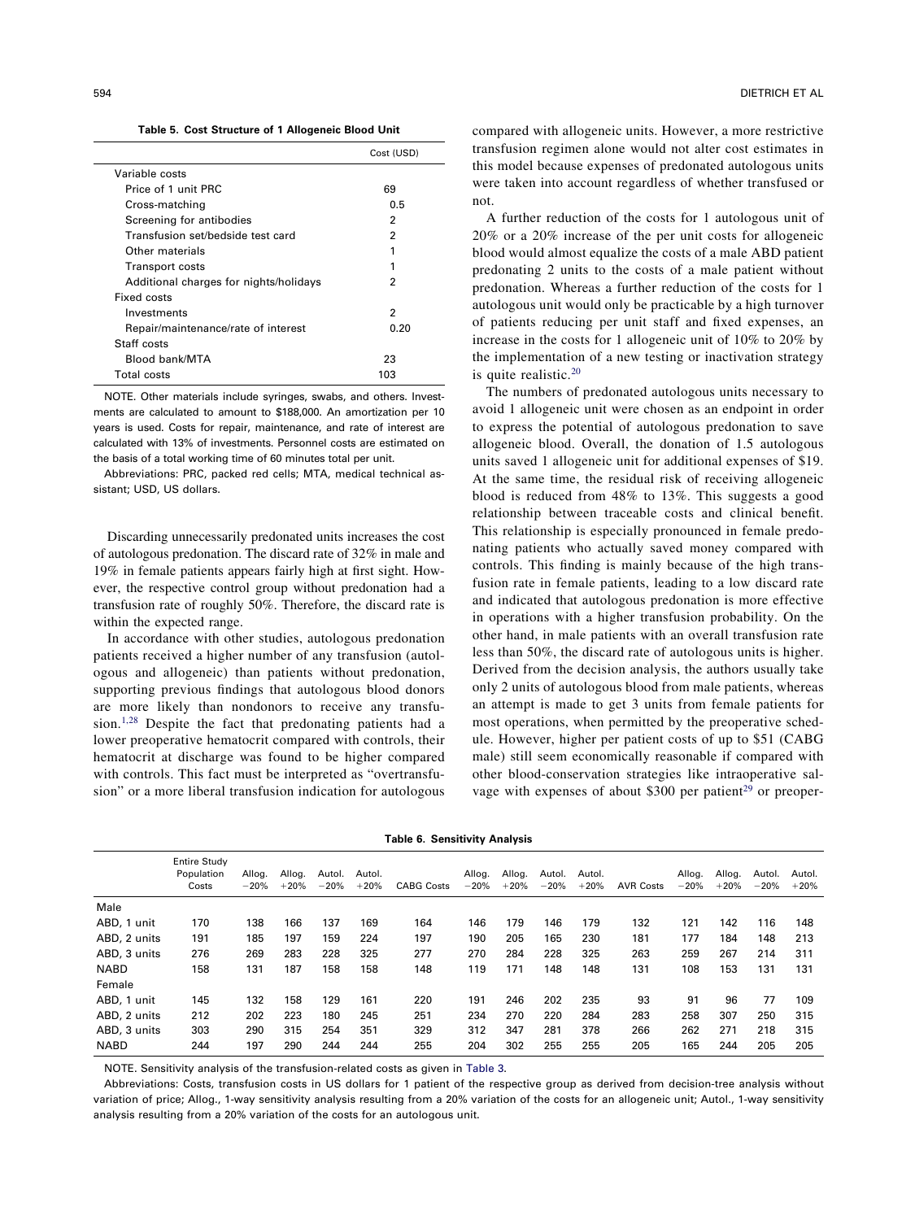**Table 5. Cost Structure of 1 Allogeneic Blood Unit**

| | Cost (USD) |
|---|---|
| Variable costs | |
| Price of 1 unit PRC | 69 |
| Cross-matching | 0.5 |
| Screening for antibodies | 2 |
| Transfusion set/bedside test card | 2 |
| Other materials | 1 |
| Transport costs | 1 |
| Additional charges for nights/holidays | 2 |
| Fixed costs | |
| Investments | 2 |
| Repair/maintenance/rate of interest | 0.20 |
| Staff costs | |
| Blood bank/MTA | 23 |
| Total costs | 103 |

NOTE. Other materials include syringes, swabs, and others. Investments are calculated to amount to \$188,000. An amortization per 10 years is used. Costs for repair, maintenance, and rate of interest are calculated with 13% of investments. Personnel costs are estimated on the basis of a total working time of 60 minutes total per unit.

Abbreviations: PRC, packed red cells; MTA, medical technical assistant; USD, US dollars.

Discarding unnecessarily predonated units increases the cost of autologous predonation. The discard rate of 32% in male and 19% in female patients appears fairly high at first sight. However, the respective control group without predonation had a transfusion rate of roughly 50%. Therefore, the discard rate is within the expected range.

In accordance with other studies, autologous predonation patients received a higher number of any transfusion (autologous and allogeneic) than patients without predonation, supporting previous findings that autologous blood donors are more likely than nondonors to receive any transfusion.[1,28] Despite the fact that predonating patients had a lower preoperative hematocrit compared with controls, their hematocrit at discharge was found to be higher compared with controls. This fact must be interpreted as "overtransfusion" or a more liberal transfusion indication for autologous compared with allogeneic units. However, a more restrictive transfusion regimen alone would not alter cost estimates in this model because expenses of predonated autologous units were taken into account regardless of whether transfused or not.

A further reduction of the costs for 1 autologous unit of 20% or a 20% increase of the per unit costs for allogeneic blood would almost equalize the costs of a male ABD patient predonating 2 units to the costs of a male patient without predonation. Whereas a further reduction of the costs for 1 autologous unit would only be practicable by a high turnover of patients reducing per unit staff and fixed expenses, an increase in the costs for 1 allogeneic unit of 10% to 20% by the implementation of a new testing or inactivation strategy is quite realistic.[20]

The numbers of predonated autologous units necessary to avoid 1 allogeneic unit were chosen as an endpoint in order to express the potential of autologous predonation to save allogeneic blood. Overall, the donation of 1.5 autologous units saved 1 allogeneic unit for additional expenses of \$19. At the same time, the residual risk of receiving allogeneic blood is reduced from 48% to 13%. This suggests a good relationship between traceable costs and clinical benefit. This relationship is especially pronounced in female predonating patients who actually saved money compared with controls. This finding is mainly because of the high transfusion rate in female patients, leading to a low discard rate and indicated that autologous predonation is more effective in operations with a higher transfusion probability. On the other hand, in male patients with an overall transfusion rate less than 50%, the discard rate of autologous units is higher. Derived from the decision analysis, the authors usually take only 2 units of autologous blood from male patients, whereas an attempt is made to get 3 units from female patients for most operations, when permitted by the preoperative schedule. However, higher per patient costs of up to \$51 (CABG male) still seem economically reasonable if compared with other blood-conservation strategies like intraoperative salvage with expenses of about \$300 per patient[29] or preoper-

**Table 6. Sensitivity Analysis**

| | Entire Study Population Costs | Allog. −20% | Allog. +20% | Autol. −20% | Autol. +20% | CABG Costs | Allog. −20% | Allog. +20% | Autol. −20% | Autol. +20% | AVR Costs | Allog. −20% | Allog. +20% | Autol. −20% | Autol. +20% |
|---|---|---|---|---|---|---|---|---|---|---|---|---|---|---|---|
| Male | | | | | | | | | | | | | | | |
| ABD, 1 unit | 170 | 138 | 166 | 137 | 169 | 164 | 146 | 179 | 146 | 179 | 132 | 121 | 142 | 116 | 148 |
| ABD, 2 units | 191 | 185 | 197 | 159 | 224 | 197 | 190 | 205 | 165 | 230 | 181 | 177 | 184 | 148 | 213 |
| ABD, 3 units | 276 | 269 | 283 | 228 | 325 | 277 | 270 | 284 | 228 | 325 | 263 | 259 | 267 | 214 | 311 |
| NABD | 158 | 131 | 187 | 158 | 158 | 148 | 119 | 171 | 148 | 148 | 131 | 108 | 153 | 131 | 131 |
| Female | | | | | | | | | | | | | | | |
| ABD, 1 unit | 145 | 132 | 158 | 129 | 161 | 220 | 191 | 246 | 202 | 235 | 93 | 91 | 96 | 77 | 109 |
| ABD, 2 units | 212 | 202 | 223 | 180 | 245 | 251 | 234 | 270 | 220 | 284 | 283 | 258 | 307 | 250 | 315 |
| ABD, 3 units | 303 | 290 | 315 | 254 | 351 | 329 | 312 | 347 | 281 | 378 | 266 | 262 | 271 | 218 | 315 |
| NABD | 244 | 197 | 290 | 244 | 244 | 255 | 204 | 302 | 255 | 255 | 205 | 165 | 244 | 205 | 205 |

NOTE. Sensitivity analysis of the transfusion-related costs as given in Table 3.

Abbreviations: Costs, transfusion costs in US dollars for 1 patient of the respective group as derived from decision-tree analysis without variation of price; Allog., 1-way sensitivity analysis resulting from a 20% variation of the costs for an allogeneic unit; Autol., 1-way sensitivity analysis resulting from a 20% variation of the costs for an autologous unit.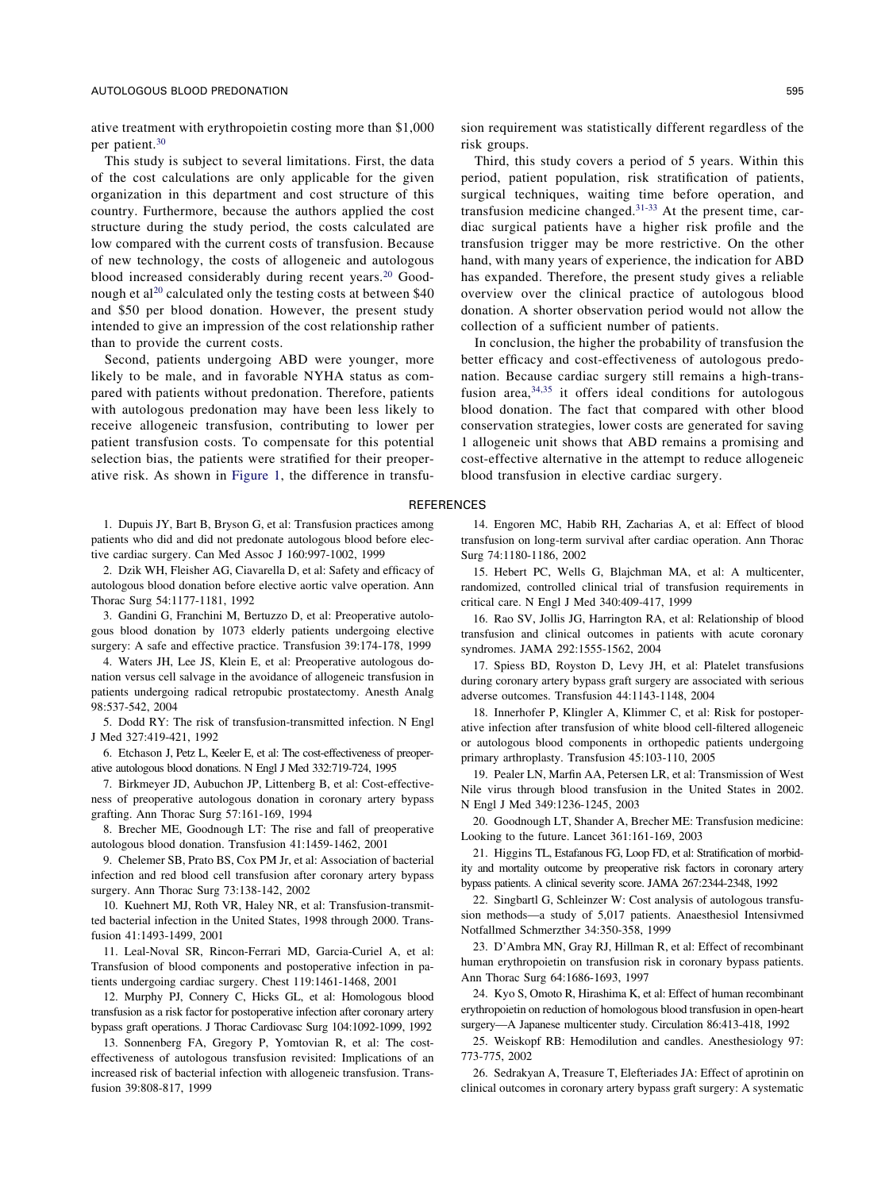ative treatment with erythropoietin costing more than $1,000 per patient.[30]

This study is subject to several limitations. First, the data of the cost calculations are only applicable for the given organization in this department and cost structure of this country. Furthermore, because the authors applied the cost structure during the study period, the costs calculated are low compared with the current costs of transfusion. Because of new technology, the costs of allogeneic and autologous blood increased considerably during recent years.[20] Goodnough et al[20] calculated only the testing costs at between $40 and $50 per blood donation. However, the present study intended to give an impression of the cost relationship rather than to provide the current costs.

Second, patients undergoing ABD were younger, more likely to be male, and in favorable NYHA status as compared with patients without predonation. Therefore, patients with autologous predonation may have been less likely to receive allogeneic transfusion, contributing to lower per patient transfusion costs. To compensate for this potential selection bias, the patients were stratified for their preoperative risk. As shown in Figure 1, the difference in transfusion requirement was statistically different regardless of the risk groups.

Third, this study covers a period of 5 years. Within this period, patient population, risk stratification of patients, surgical techniques, waiting time before operation, and transfusion medicine changed.[31-33] At the present time, cardiac surgical patients have a higher risk profile and the transfusion trigger may be more restrictive. On the other hand, with many years of experience, the indication for ABD has expanded. Therefore, the present study gives a reliable overview over the clinical practice of autologous blood donation. A shorter observation period would not allow the collection of a sufficient number of patients.

In conclusion, the higher the probability of transfusion the better efficacy and cost-effectiveness of autologous predonation. Because cardiac surgery still remains a high-transfusion area,[34,35] it offers ideal conditions for autologous blood donation. The fact that compared with other blood conservation strategies, lower costs are generated for saving 1 allogeneic unit shows that ABD remains a promising and cost-effective alternative in the attempt to reduce allogeneic blood transfusion in elective cardiac surgery.

## REFERENCES

1. Dupuis JY, Bart B, Bryson G, et al: Transfusion practices among patients who did and did not predonate autologous blood before elective cardiac surgery. Can Med Assoc J 160:997-1002, 1999

2. Dzik WH, Fleisher AG, Ciavarella D, et al: Safety and efficacy of autologous blood donation before elective aortic valve operation. Ann Thorac Surg 54:1177-1181, 1992

3. Gandini G, Franchini M, Bertuzzo D, et al: Preoperative autologous blood donation by 1073 elderly patients undergoing elective surgery: A safe and effective practice. Transfusion 39:174-178, 1999

4. Waters JH, Lee JS, Klein E, et al: Preoperative autologous donation versus cell salvage in the avoidance of allogeneic transfusion in patients undergoing radical retropubic prostatectomy. Anesth Analg 98:537-542, 2004

5. Dodd RY: The risk of transfusion-transmitted infection. N Engl J Med 327:419-421, 1992

6. Etchason J, Petz L, Keeler E, et al: The cost-effectiveness of preoperative autologous blood donations. N Engl J Med 332:719-724, 1995

7. Birkmeyer JD, Aubuchon JP, Littenberg B, et al: Cost-effectiveness of preoperative autologous donation in coronary artery bypass grafting. Ann Thorac Surg 57:161-169, 1994

8. Brecher ME, Goodnough LT: The rise and fall of preoperative autologous blood donation. Transfusion 41:1459-1462, 2001

9. Chelemer SB, Prato BS, Cox PM Jr, et al: Association of bacterial infection and red blood cell transfusion after coronary artery bypass surgery. Ann Thorac Surg 73:138-142, 2002

10. Kuehnert MJ, Roth VR, Haley NR, et al: Transfusion-transmitted bacterial infection in the United States, 1998 through 2000. Transfusion 41:1493-1499, 2001

11. Leal-Noval SR, Rincon-Ferrari MD, Garcia-Curiel A, et al: Transfusion of blood components and postoperative infection in patients undergoing cardiac surgery. Chest 119:1461-1468, 2001

12. Murphy PJ, Connery C, Hicks GL, et al: Homologous blood transfusion as a risk factor for postoperative infection after coronary artery bypass graft operations. J Thorac Cardiovasc Surg 104:1092-1099, 1992

13. Sonnenberg FA, Gregory P, Yomtovian R, et al: The cost-effectiveness of autologous transfusion revisited: Implications of an increased risk of bacterial infection with allogeneic transfusion. Transfusion 39:808-817, 1999

14. Engoren MC, Habib RH, Zacharias A, et al: Effect of blood transfusion on long-term survival after cardiac operation. Ann Thorac Surg 74:1180-1186, 2002

15. Hebert PC, Wells G, Blajchman MA, et al: A multicenter, randomized, controlled clinical trial of transfusion requirements in critical care. N Engl J Med 340:409-417, 1999

16. Rao SV, Jollis JG, Harrington RA, et al: Relationship of blood transfusion and clinical outcomes in patients with acute coronary syndromes. JAMA 292:1555-1562, 2004

17. Spiess BD, Royston D, Levy JH, et al: Platelet transfusions during coronary artery bypass graft surgery are associated with serious adverse outcomes. Transfusion 44:1143-1148, 2004

18. Innerhofer P, Klingler A, Klimmer C, et al: Risk for postoperative infection after transfusion of white blood cell-filtered allogeneic or autologous blood components in orthopedic patients undergoing primary arthroplasty. Transfusion 45:103-110, 2005

19. Pealer LN, Marfin AA, Petersen LR, et al: Transmission of West Nile virus through blood transfusion in the United States in 2002. N Engl J Med 349:1236-1245, 2003

20. Goodnough LT, Shander A, Brecher ME: Transfusion medicine: Looking to the future. Lancet 361:161-169, 2003

21. Higgins TL, Estafanous FG, Loop FD, et al: Stratification of morbidity and mortality outcome by preoperative risk factors in coronary artery bypass patients. A clinical severity score. JAMA 267:2344-2348, 1992

22. Singbartl G, Schleinzer W: Cost analysis of autologous transfusion methods—a study of 5,017 patients. Anaesthesiol Intensivmed Notfallmed Schmerzther 34:350-358, 1999

23. D'Ambra MN, Gray RJ, Hillman R, et al: Effect of recombinant human erythropoietin on transfusion risk in coronary bypass patients. Ann Thorac Surg 64:1686-1693, 1997

24. Kyo S, Omoto R, Hirashima K, et al: Effect of human recombinant erythropoietin on reduction of homologous blood transfusion in open-heart surgery—A Japanese multicenter study. Circulation 86:413-418, 1992

25. Weiskopf RB: Hemodilution and candles. Anesthesiology 97: 773-775, 2002

26. Sedrakyan A, Treasure T, Elefteriades JA: Effect of aprotinin on clinical outcomes in coronary artery bypass graft surgery: A systematic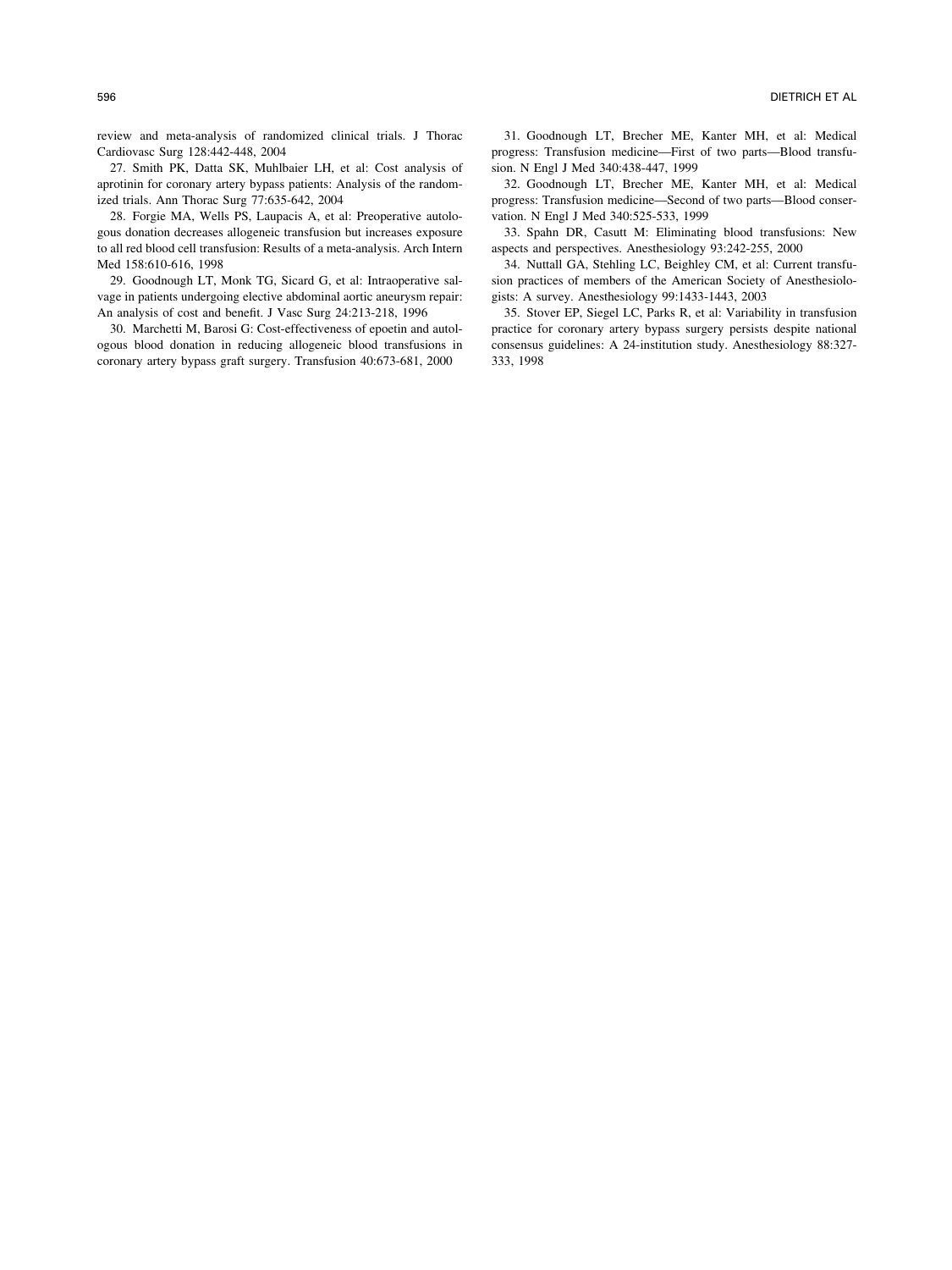review and meta-analysis of randomized clinical trials. J Thorac Cardiovasc Surg 128:442-448, 2004

27. Smith PK, Datta SK, Muhlbaier LH, et al: Cost analysis of aprotinin for coronary artery bypass patients: Analysis of the randomized trials. Ann Thorac Surg 77:635-642, 2004

28. Forgie MA, Wells PS, Laupacis A, et al: Preoperative autologous donation decreases allogeneic transfusion but increases exposure to all red blood cell transfusion: Results of a meta-analysis. Arch Intern Med 158:610-616, 1998

29. Goodnough LT, Monk TG, Sicard G, et al: Intraoperative salvage in patients undergoing elective abdominal aortic aneurysm repair: An analysis of cost and benefit. J Vasc Surg 24:213-218, 1996

30. Marchetti M, Barosi G: Cost-effectiveness of epoetin and autologous blood donation in reducing allogeneic blood transfusions in coronary artery bypass graft surgery. Transfusion 40:673-681, 2000

31. Goodnough LT, Brecher ME, Kanter MH, et al: Medical progress: Transfusion medicine—First of two parts—Blood transfusion. N Engl J Med 340:438-447, 1999

32. Goodnough LT, Brecher ME, Kanter MH, et al: Medical progress: Transfusion medicine—Second of two parts—Blood conservation. N Engl J Med 340:525-533, 1999

33. Spahn DR, Casutt M: Eliminating blood transfusions: New aspects and perspectives. Anesthesiology 93:242-255, 2000

34. Nuttall GA, Stehling LC, Beighley CM, et al: Current transfusion practices of members of the American Society of Anesthesiologists: A survey. Anesthesiology 99:1433-1443, 2003

35. Stover EP, Siegel LC, Parks R, et al: Variability in transfusion practice for coronary artery bypass surgery persists despite national consensus guidelines: A 24-institution study. Anesthesiology 88:327-333, 1998